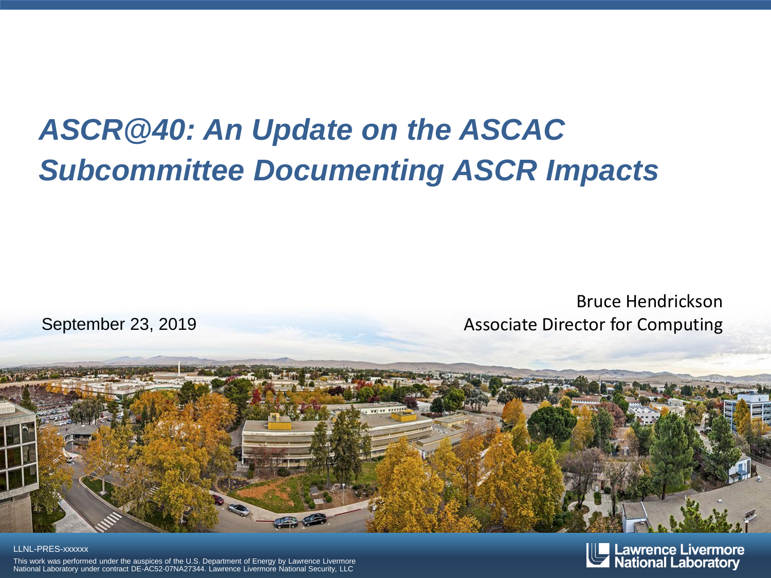# *ASCR@40: An Update on the ASCAC Subcommittee Documenting ASCR Impacts*

September 23, 2019

Bruce Hendrickson
Associate Director for Computing

LLNL-PRES-xxxxxx

This work was performed under the auspices of the U.S. Department of Energy by Lawrence Livermore National Laboratory under contract DE-AC52-07NA27344. Lawrence Livermore National Security, LLC

Lawrence Livermore National Laboratory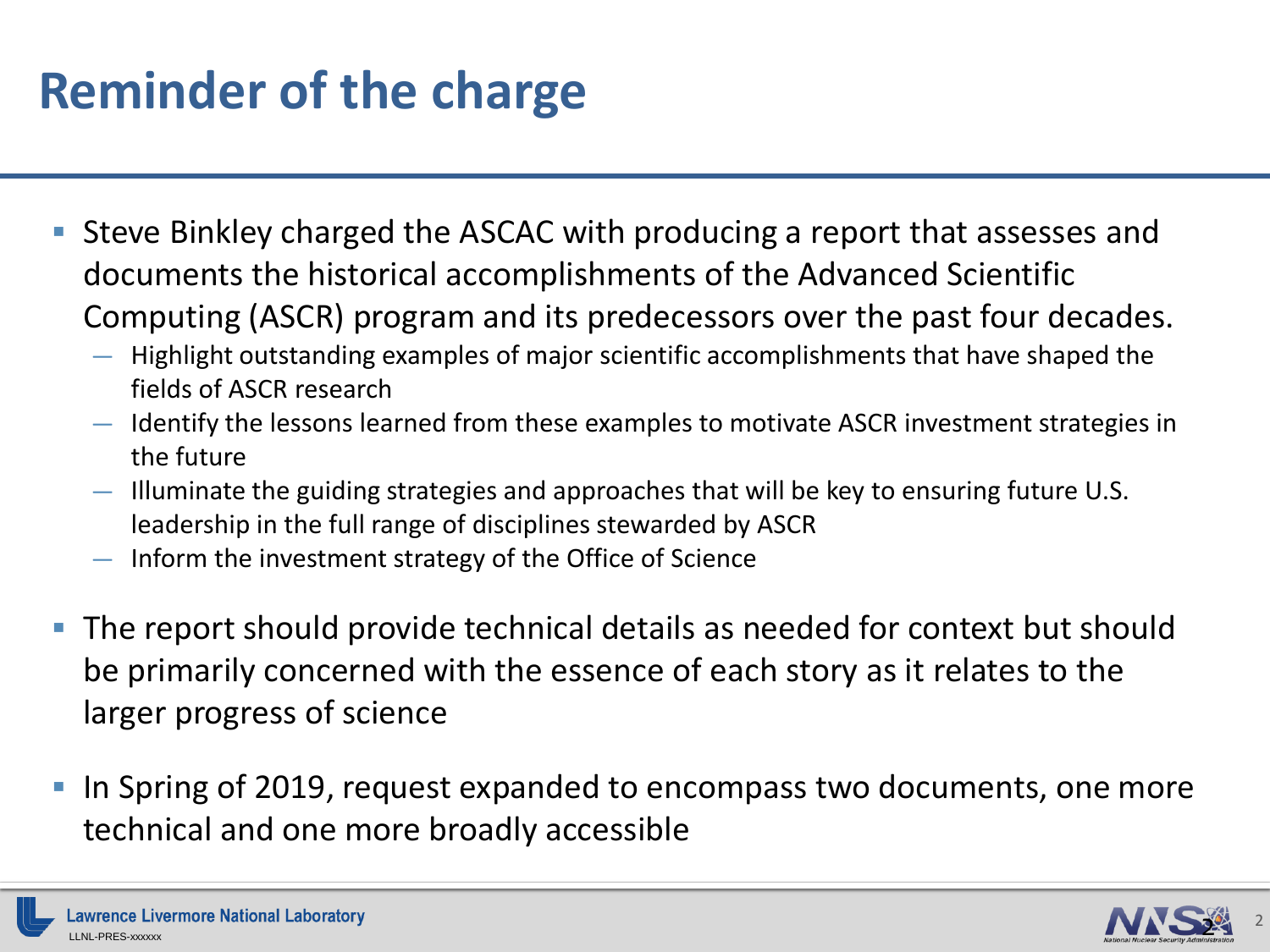# Reminder of the charge

- Steve Binkley charged the ASCAC with producing a report that assesses and documents the historical accomplishments of the Advanced Scientific Computing (ASCR) program and its predecessors over the past four decades.
  - Highlight outstanding examples of major scientific accomplishments that have shaped the fields of ASCR research
  - Identify the lessons learned from these examples to motivate ASCR investment strategies in the future
  - Illuminate the guiding strategies and approaches that will be key to ensuring future U.S. leadership in the full range of disciplines stewarded by ASCR
  - Inform the investment strategy of the Office of Science
- The report should provide technical details as needed for context but should be primarily concerned with the essence of each story as it relates to the larger progress of science
- In Spring of 2019, request expanded to encompass two documents, one more technical and one more broadly accessible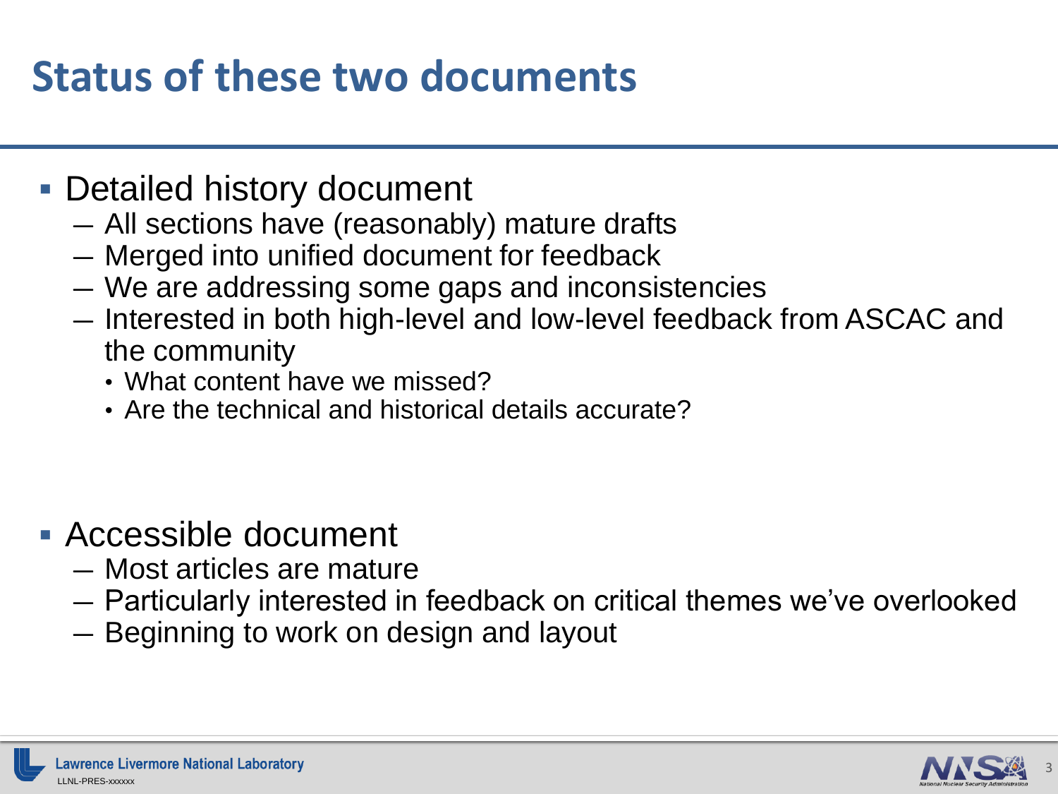# Status of these two documents

- Detailed history document
  - All sections have (reasonably) mature drafts
  - Merged into unified document for feedback
  - We are addressing some gaps and inconsistencies
  - Interested in both high-level and low-level feedback from ASCAC and the community
    - What content have we missed?
    - Are the technical and historical details accurate?

- Accessible document
  - Most articles are mature
  - Particularly interested in feedback on critical themes we've overlooked
  - Beginning to work on design and layout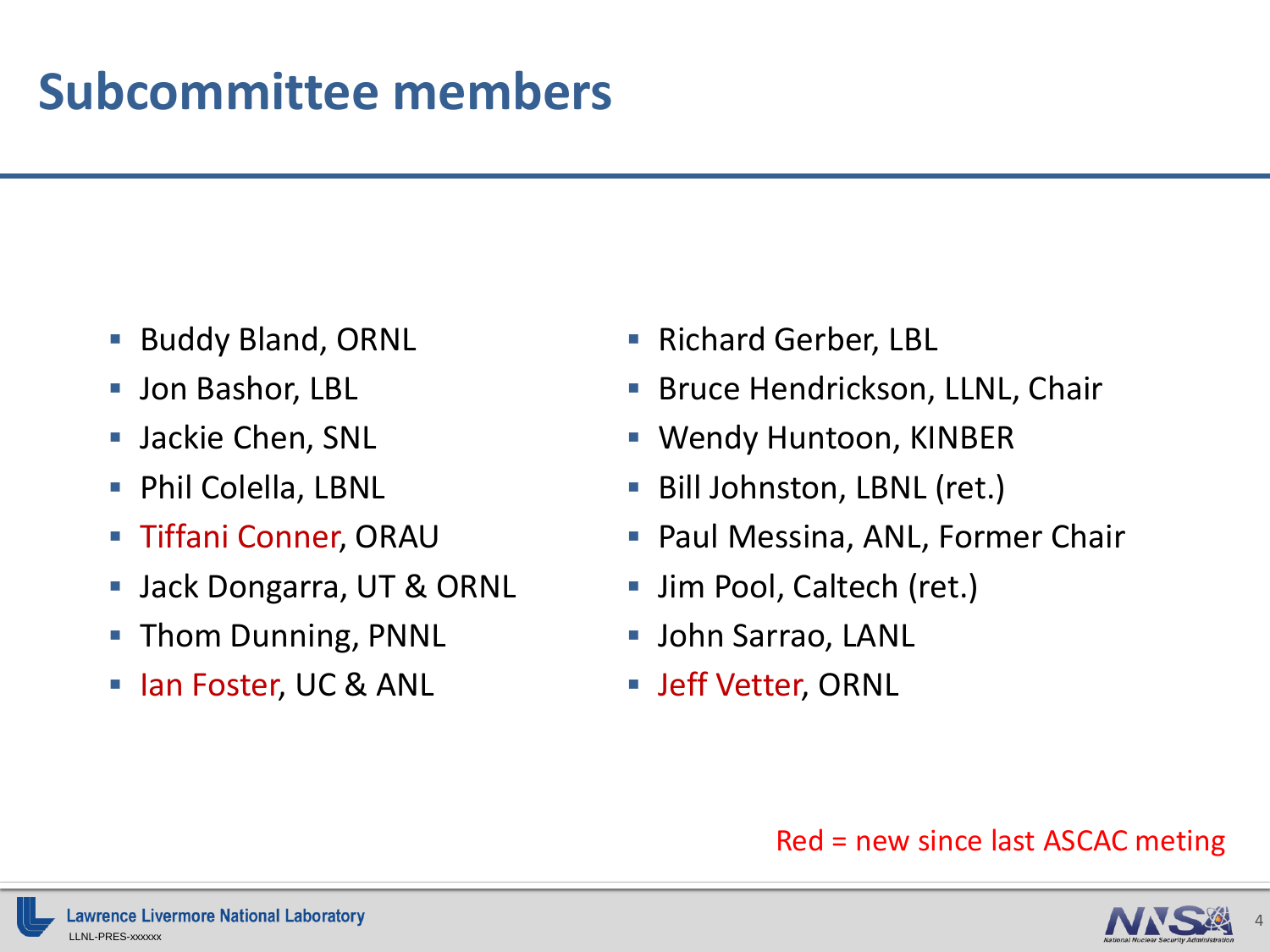# Subcommittee members

- Buddy Bland, ORNL
- Jon Bashor, LBL
- Jackie Chen, SNL
- Phil Colella, LBNL
- Tiffani Conner, ORAU
- Jack Dongarra, UT & ORNL
- Thom Dunning, PNNL
- Ian Foster, UC & ANL
- Richard Gerber, LBL
- Bruce Hendrickson, LLNL, Chair
- Wendy Huntoon, KINBER
- Bill Johnston, LBNL (ret.)
- Paul Messina, ANL, Former Chair
- Jim Pool, Caltech (ret.)
- John Sarrao, LANL
- Jeff Vetter, ORNL

Red = new since last ASCAC meting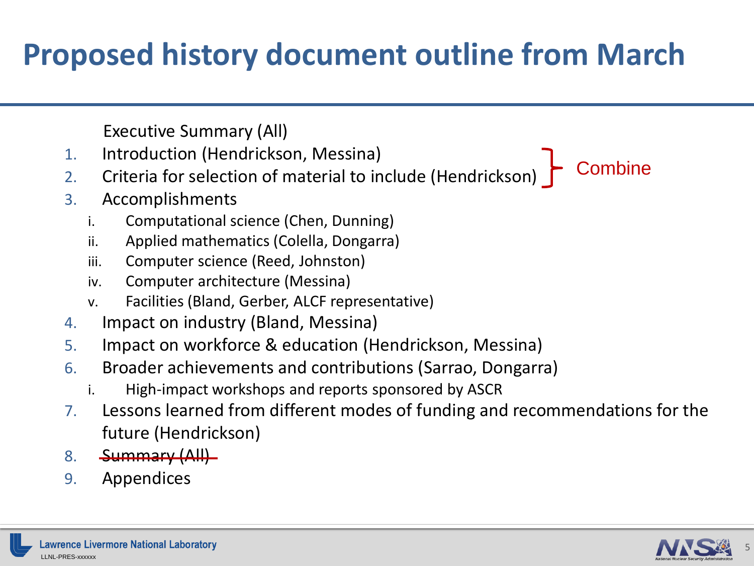# Proposed history document outline from March

Executive Summary (All)

1. Introduction (Hendrickson, Messina)
2. Criteria for selection of material to include (Hendrickson)

} Combine

3. Accomplishments
   1. Computational science (Chen, Dunning)
   2. Applied mathematics (Colella, Dongarra)
   3. Computer science (Reed, Johnston)
   4. Computer architecture (Messina)
   5. Facilities (Bland, Gerber, ALCF representative)
4. Impact on industry (Bland, Messina)
5. Impact on workforce & education (Hendrickson, Messina)
6. Broader achievements and contributions (Sarrao, Dongarra)
   1. High-impact workshops and reports sponsored by ASCR
7. Lessons learned from different modes of funding and recommendations for the future (Hendrickson)
8. ~~Summary (All)~~
9. Appendices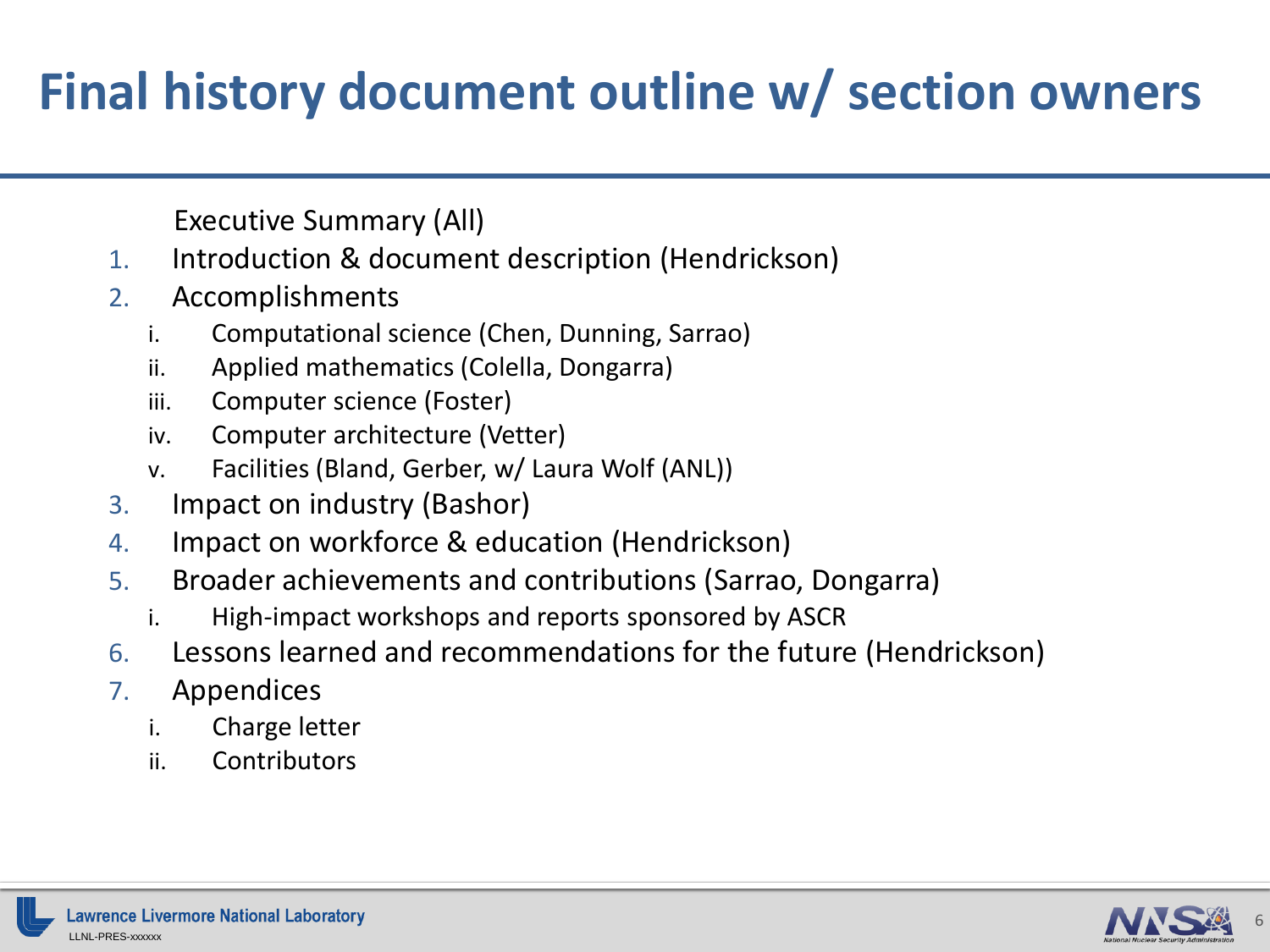# Final history document outline w/ section owners

Executive Summary (All)

1. Introduction & document description (Hendrickson)
2. Accomplishments
   - i. Computational science (Chen, Dunning, Sarrao)
   - ii. Applied mathematics (Colella, Dongarra)
   - iii. Computer science (Foster)
   - iv. Computer architecture (Vetter)
   - v. Facilities (Bland, Gerber, w/ Laura Wolf (ANL))
3. Impact on industry (Bashor)
4. Impact on workforce & education (Hendrickson)
5. Broader achievements and contributions (Sarrao, Dongarra)
   - i. High-impact workshops and reports sponsored by ASCR
6. Lessons learned and recommendations for the future (Hendrickson)
7. Appendices
   - i. Charge letter
   - ii. Contributors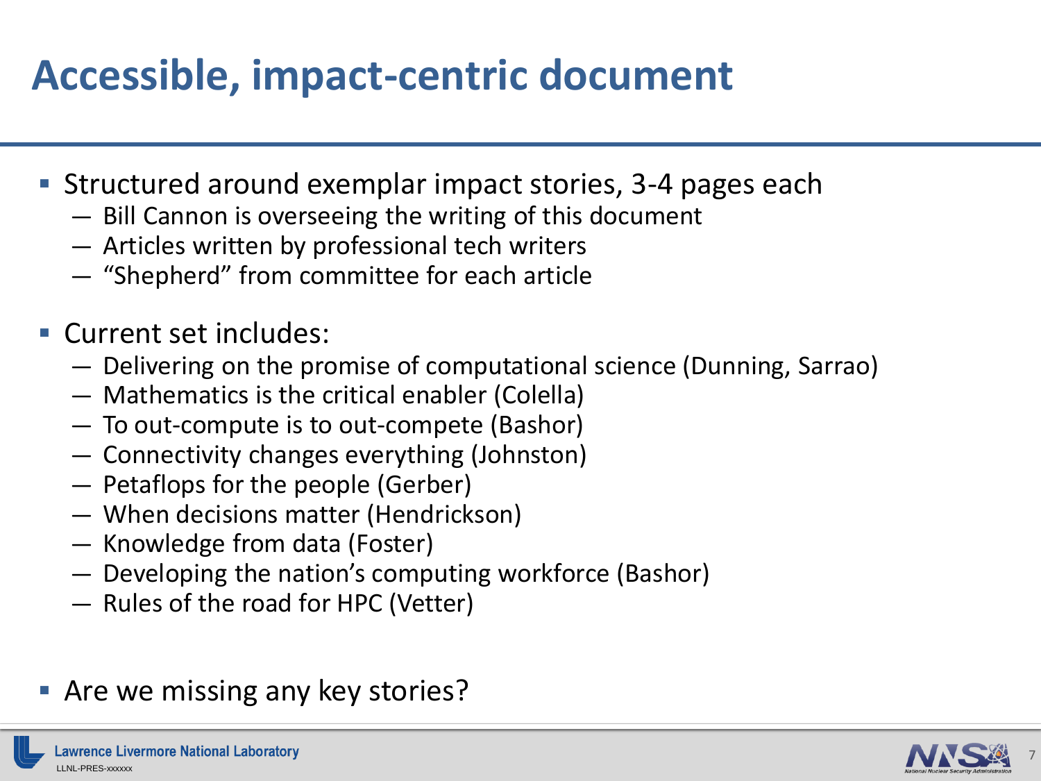# Accessible, impact-centric document

- Structured around exemplar impact stories, 3-4 pages each
  - Bill Cannon is overseeing the writing of this document
  - Articles written by professional tech writers
  - "Shepherd" from committee for each article
- Current set includes:
  - Delivering on the promise of computational science (Dunning, Sarrao)
  - Mathematics is the critical enabler (Colella)
  - To out-compute is to out-compete (Bashor)
  - Connectivity changes everything (Johnston)
  - Petaflops for the people (Gerber)
  - When decisions matter (Hendrickson)
  - Knowledge from data (Foster)
  - Developing the nation's computing workforce (Bashor)
  - Rules of the road for HPC (Vetter)
- Are we missing any key stories?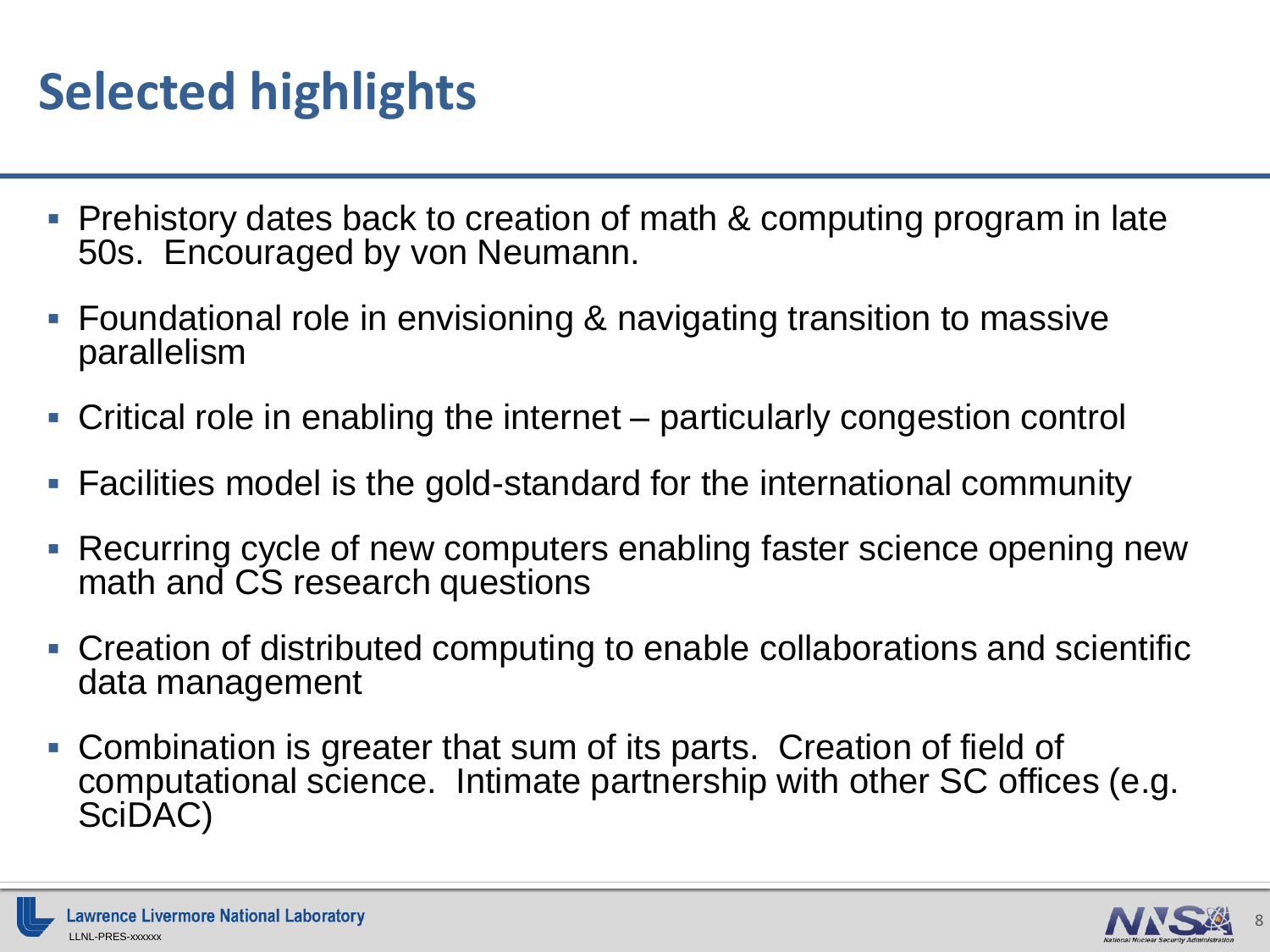# Selected highlights

- Prehistory dates back to creation of math & computing program in late 50s. Encouraged by von Neumann.
- Foundational role in envisioning & navigating transition to massive parallelism
- Critical role in enabling the internet – particularly congestion control
- Facilities model is the gold-standard for the international community
- Recurring cycle of new computers enabling faster science opening new math and CS research questions
- Creation of distributed computing to enable collaborations and scientific data management
- Combination is greater that sum of its parts. Creation of field of computational science. Intimate partnership with other SC offices (e.g. SciDAC)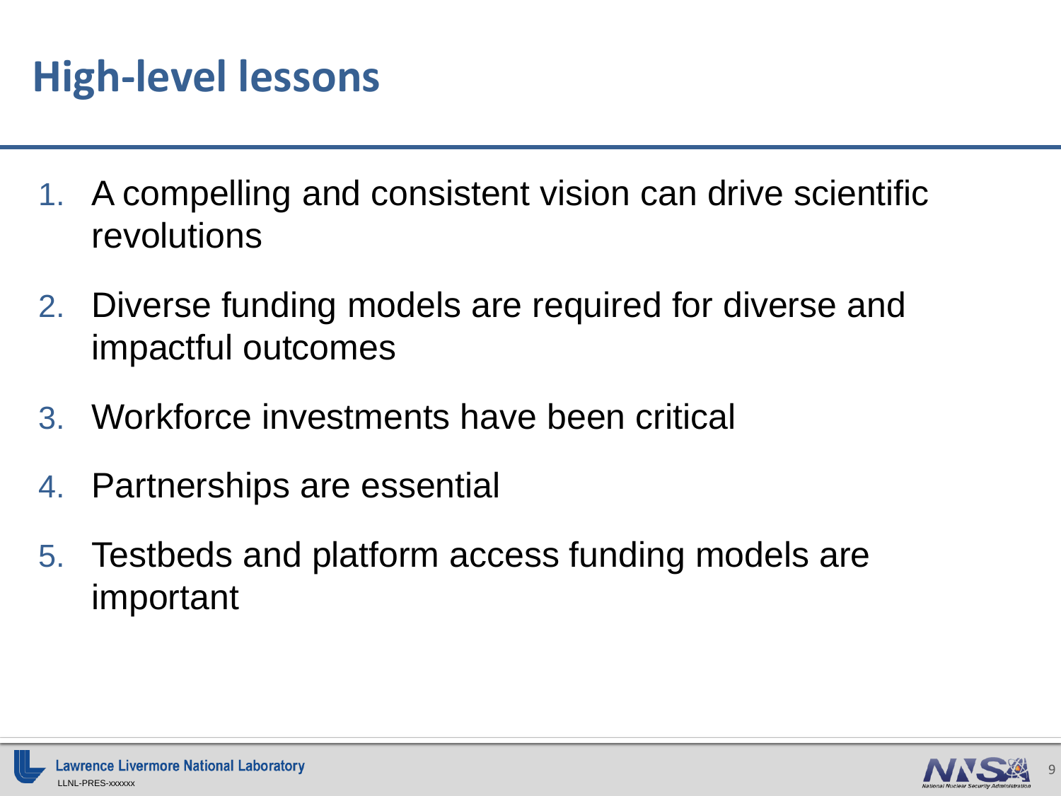# High-level lessons

1. A compelling and consistent vision can drive scientific revolutions
2. Diverse funding models are required for diverse and impactful outcomes
3. Workforce investments have been critical
4. Partnerships are essential
5. Testbeds and platform access funding models are important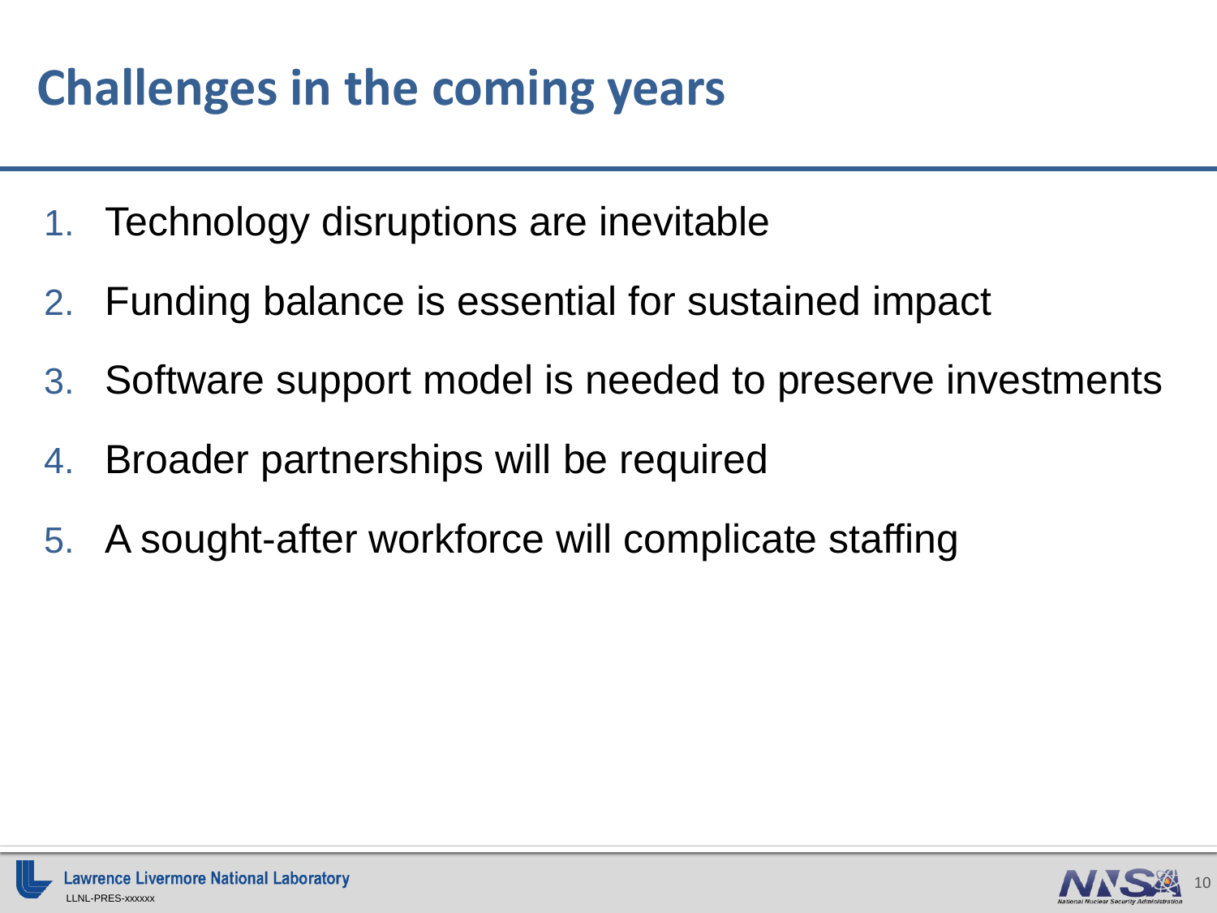# Challenges in the coming years

1. Technology disruptions are inevitable
2. Funding balance is essential for sustained impact
3. Software support model is needed to preserve investments
4. Broader partnerships will be required
5. A sought-after workforce will complicate staffing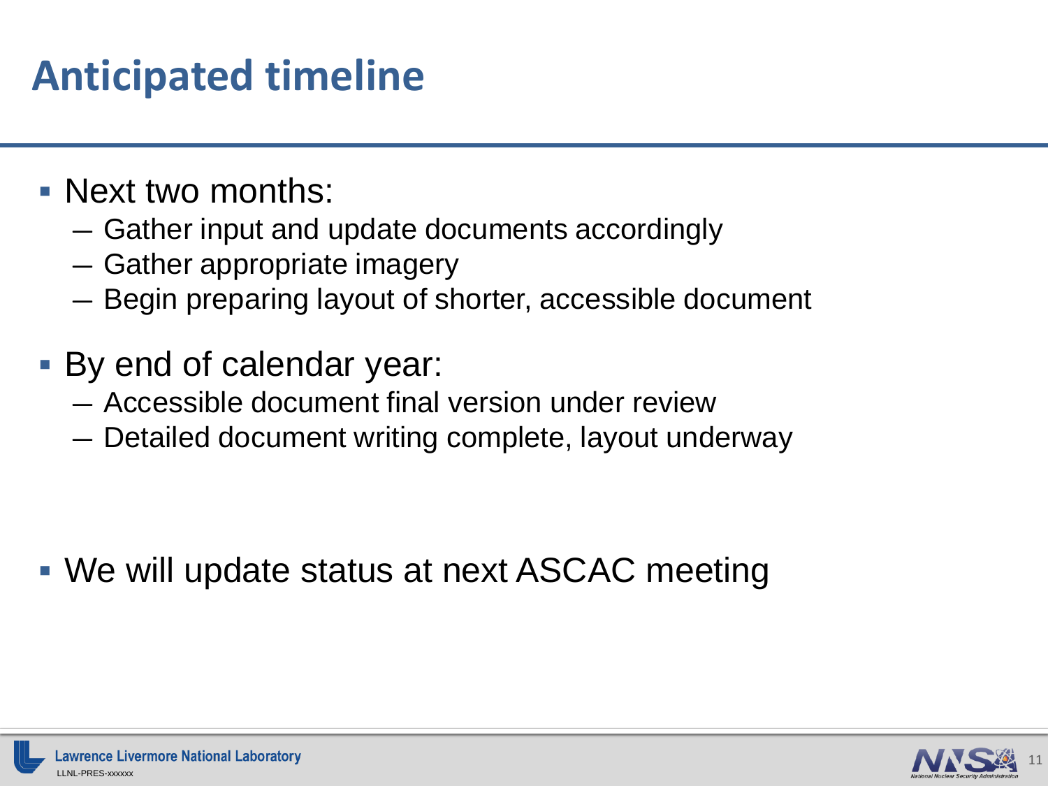# Anticipated timeline

- Next two months:
  - Gather input and update documents accordingly
  - Gather appropriate imagery
  - Begin preparing layout of shorter, accessible document
- By end of calendar year:
  - Accessible document final version under review
  - Detailed document writing complete, layout underway
- We will update status at next ASCAC meeting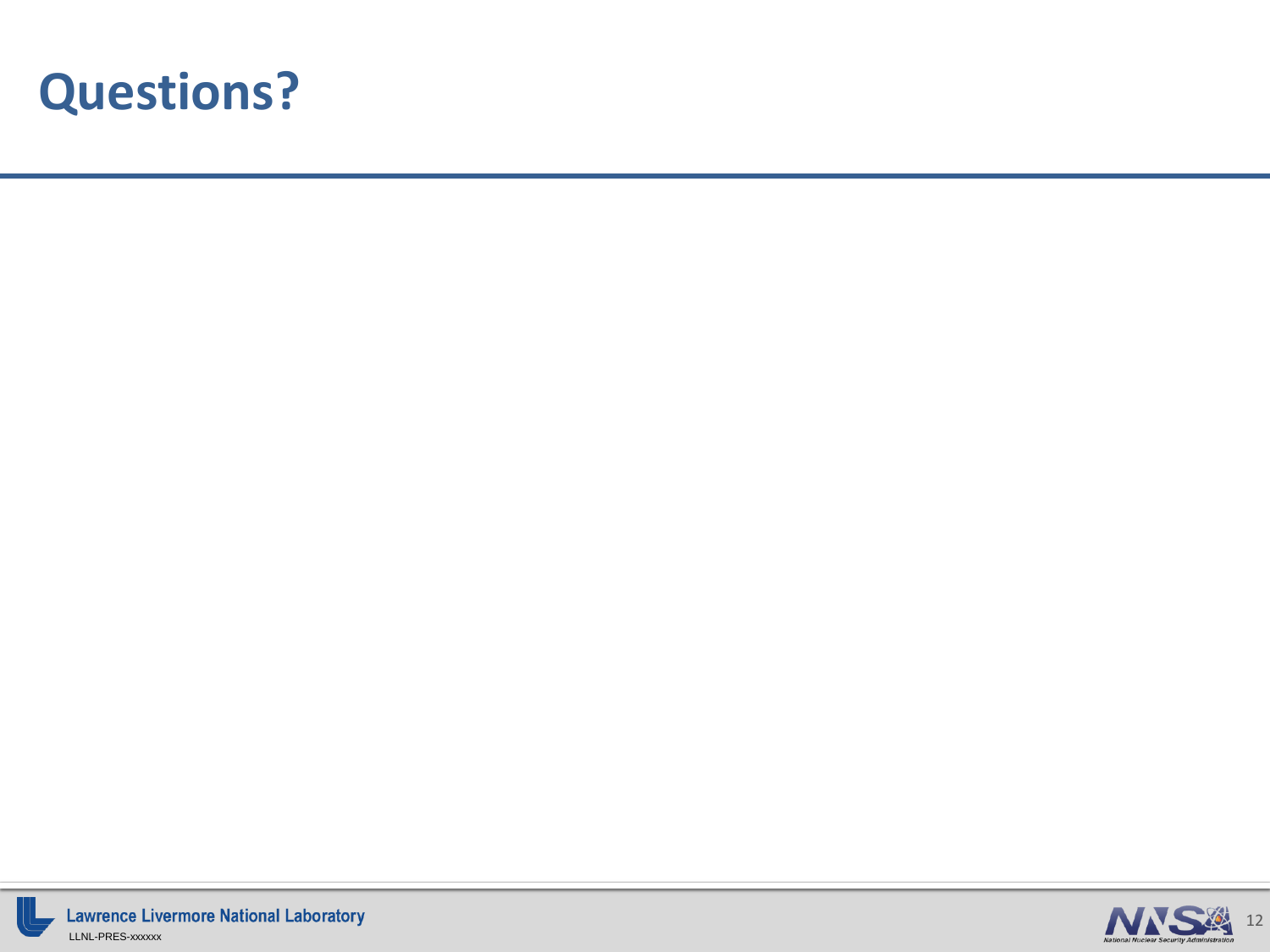# Questions?